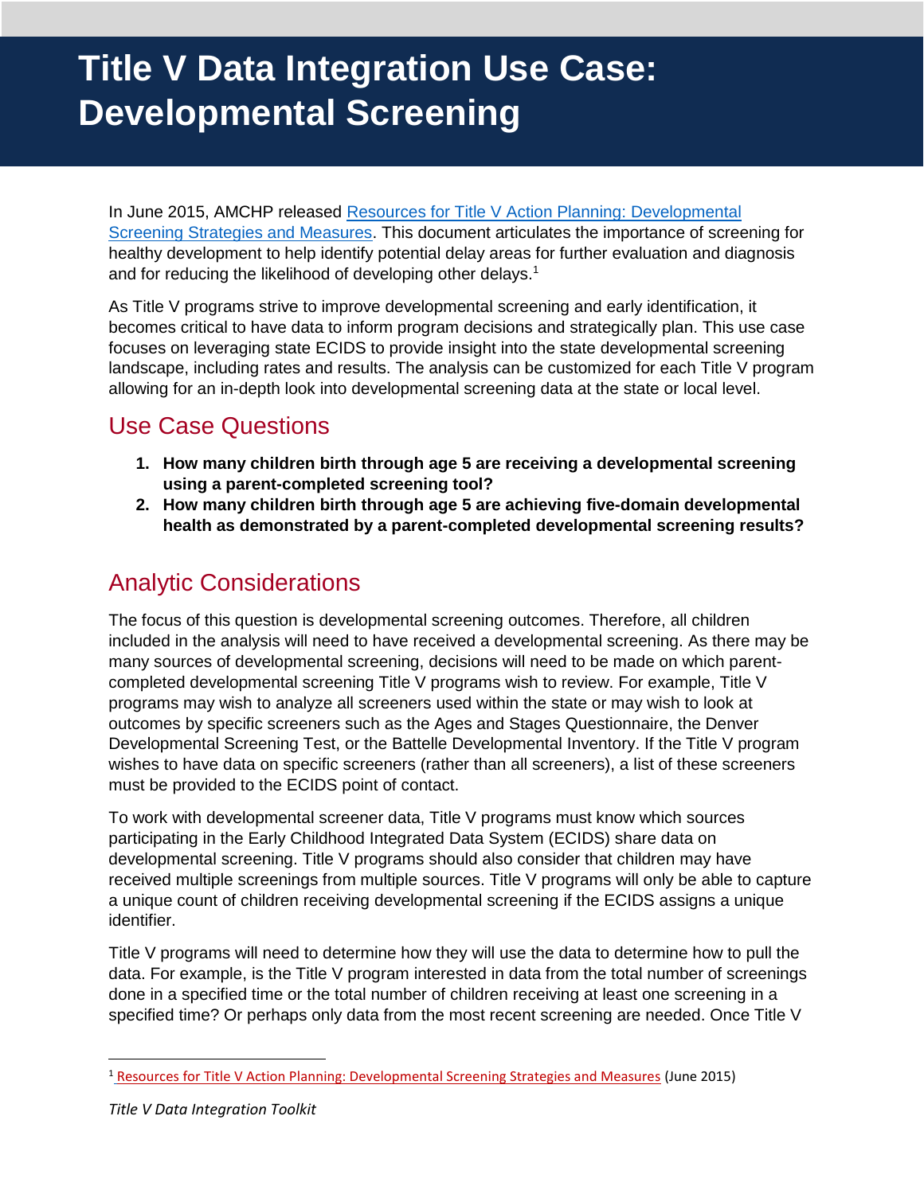# Title V Data Integration Use Case: Developmental Screening

In June 2015, AMCHP released [Resources for Title V Action Planning: Developmental Screening Strategies and Measures](). This document articulates the importance of screening for healthy development to help identify potential delay areas for further evaluation and diagnosis and for reducing the likelihood of developing other delays.[1]

As Title V programs strive to improve developmental screening and early identification, it becomes critical to have data to inform program decisions and strategically plan. This use case focuses on leveraging state ECIDS to provide insight into the state developmental screening landscape, including rates and results. The analysis can be customized for each Title V program allowing for an in-depth look into developmental screening data at the state or local level.

## Use Case Questions

1. **How many children birth through age 5 are receiving a developmental screening using a parent-completed screening tool?**
2. **How many children birth through age 5 are achieving five-domain developmental health as demonstrated by a parent-completed developmental screening results?**

## Analytic Considerations

The focus of this question is developmental screening outcomes. Therefore, all children included in the analysis will need to have received a developmental screening. As there may be many sources of developmental screening, decisions will need to be made on which parent-completed developmental screening Title V programs wish to review. For example, Title V programs may wish to analyze all screeners used within the state or may wish to look at outcomes by specific screeners such as the Ages and Stages Questionnaire, the Denver Developmental Screening Test, or the Battelle Developmental Inventory. If the Title V program wishes to have data on specific screeners (rather than all screeners), a list of these screeners must be provided to the ECIDS point of contact.

To work with developmental screener data, Title V programs must know which sources participating in the Early Childhood Integrated Data System (ECIDS) share data on developmental screening. Title V programs should also consider that children may have received multiple screenings from multiple sources. Title V programs will only be able to capture a unique count of children receiving developmental screening if the ECIDS assigns a unique identifier.

Title V programs will need to determine how they will use the data to determine how to pull the data. For example, is the Title V program interested in data from the total number of screenings done in a specified time or the total number of children receiving at least one screening in a specified time? Or perhaps only data from the most recent screening are needed. Once Title V

[1] [Resources for Title V Action Planning: Developmental Screening Strategies and Measures]() (June 2015)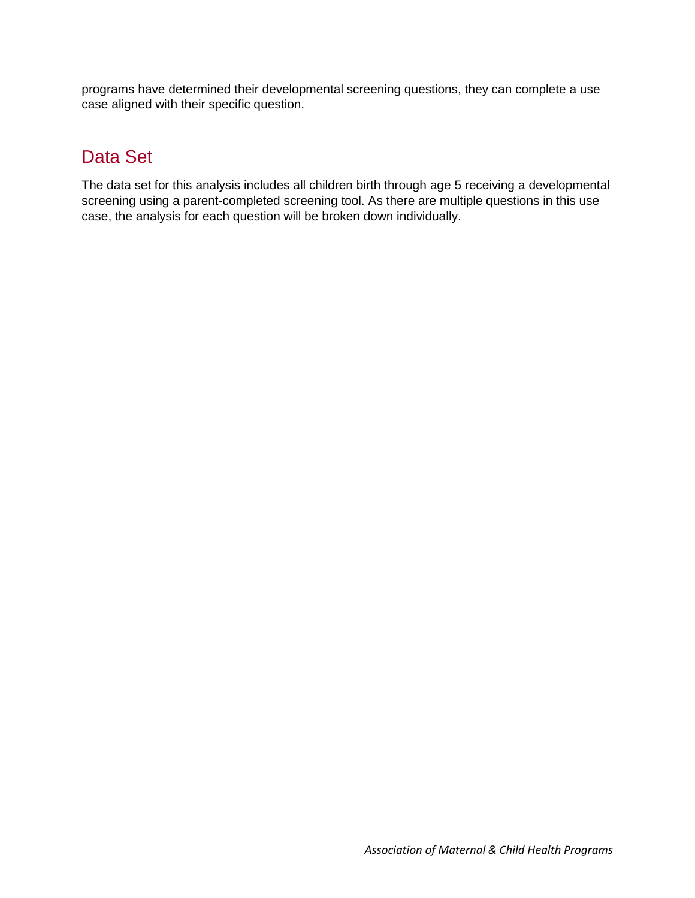programs have determined their developmental screening questions, they can complete a use case aligned with their specific question.

## Data Set

The data set for this analysis includes all children birth through age 5 receiving a developmental screening using a parent-completed screening tool. As there are multiple questions in this use case, the analysis for each question will be broken down individually.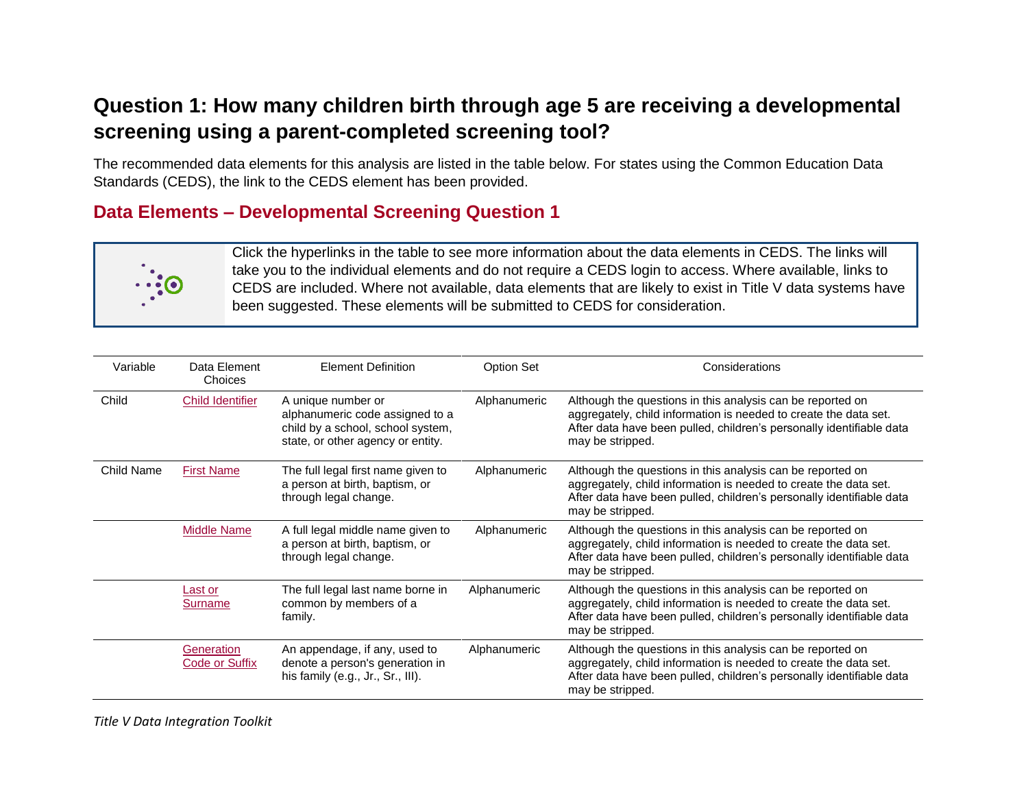## Question 1: How many children birth through age 5 are receiving a developmental screening using a parent-completed screening tool?

The recommended data elements for this analysis are listed in the table below. For states using the Common Education Data Standards (CEDS), the link to the CEDS element has been provided.

### Data Elements – Developmental Screening Question 1

Click the hyperlinks in the table to see more information about the data elements in CEDS. The links will take you to the individual elements and do not require a CEDS login to access. Where available, links to CEDS are included. Where not available, data elements that are likely to exist in Title V data systems have been suggested. These elements will be submitted to CEDS for consideration.

| Variable | Data Element Choices | Element Definition | Option Set | Considerations |
|---|---|---|---|---|
| Child | Child Identifier | A unique number or alphanumeric code assigned to a child by a school, school system, state, or other agency or entity. | Alphanumeric | Although the questions in this analysis can be reported on aggregately, child information is needed to create the data set. After data have been pulled, children's personally identifiable data may be stripped. |
| Child Name | First Name | The full legal first name given to a person at birth, baptism, or through legal change. | Alphanumeric | Although the questions in this analysis can be reported on aggregately, child information is needed to create the data set. After data have been pulled, children's personally identifiable data may be stripped. |
| | Middle Name | A full legal middle name given to a person at birth, baptism, or through legal change. | Alphanumeric | Although the questions in this analysis can be reported on aggregately, child information is needed to create the data set. After data have been pulled, children's personally identifiable data may be stripped. |
| | Last or Surname | The full legal last name borne in common by members of a family. | Alphanumeric | Although the questions in this analysis can be reported on aggregately, child information is needed to create the data set. After data have been pulled, children's personally identifiable data may be stripped. |
| | Generation Code or Suffix | An appendage, if any, used to denote a person's generation in his family (e.g., Jr., Sr., III). | Alphanumeric | Although the questions in this analysis can be reported on aggregately, child information is needed to create the data set. After data have been pulled, children's personally identifiable data may be stripped. |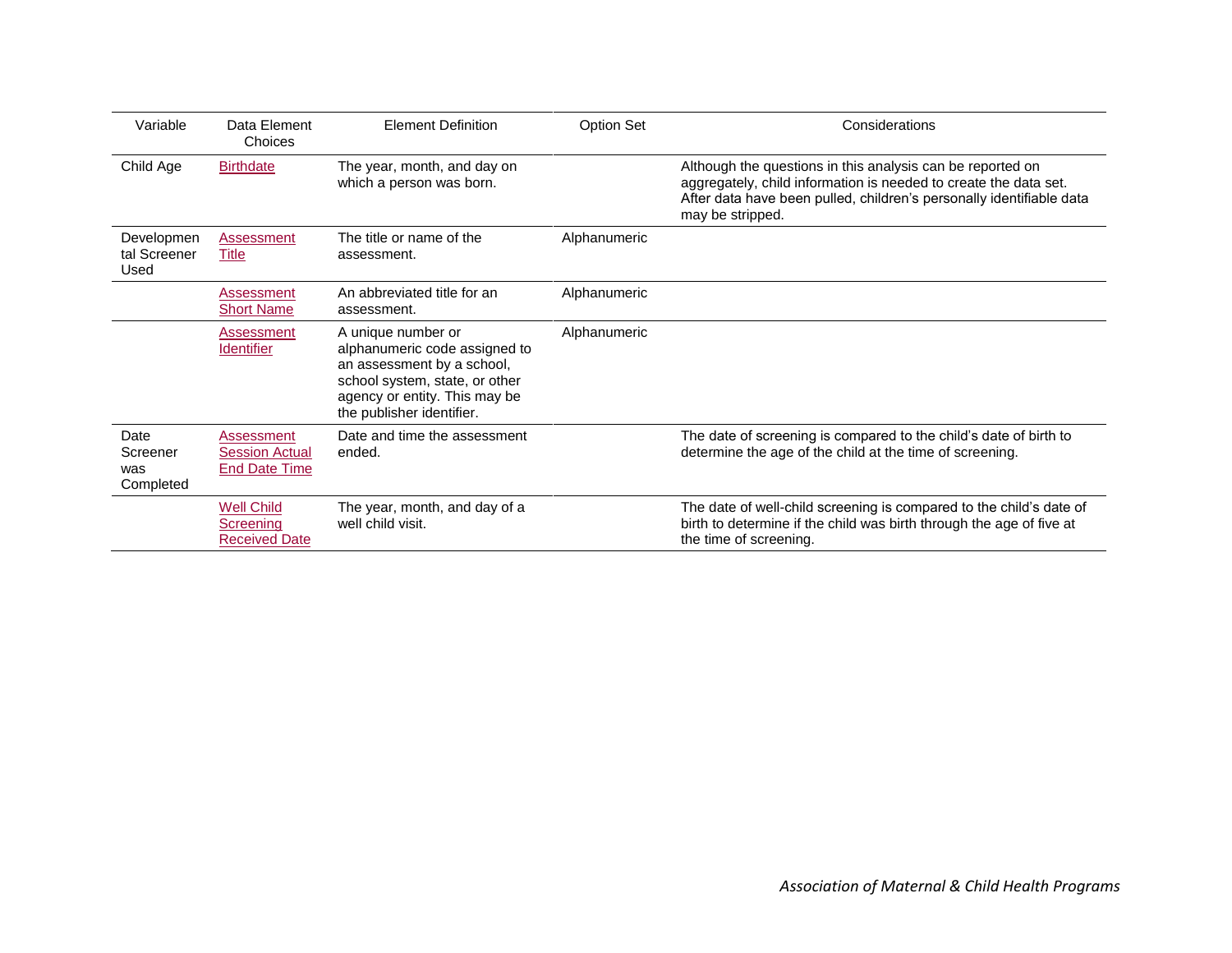| Variable | Data Element Choices | Element Definition | Option Set | Considerations |
|---|---|---|---|---|
| Child Age | Birthdate | The year, month, and day on which a person was born. | | Although the questions in this analysis can be reported on aggregately, child information is needed to create the data set. After data have been pulled, children's personally identifiable data may be stripped. |
| Developmental Screener Used | Assessment Title | The title or name of the assessment. | Alphanumeric | |
| | Assessment Short Name | An abbreviated title for an assessment. | Alphanumeric | |
| | Assessment Identifier | A unique number or alphanumeric code assigned to an assessment by a school, school system, state, or other agency or entity. This may be the publisher identifier. | Alphanumeric | |
| Date Screener was Completed | Assessment Session Actual End Date Time | Date and time the assessment ended. | | The date of screening is compared to the child's date of birth to determine the age of the child at the time of screening. |
| | Well Child Screening Received Date | The year, month, and day of a well child visit. | | The date of well-child screening is compared to the child's date of birth to determine if the child was birth through the age of five at the time of screening. |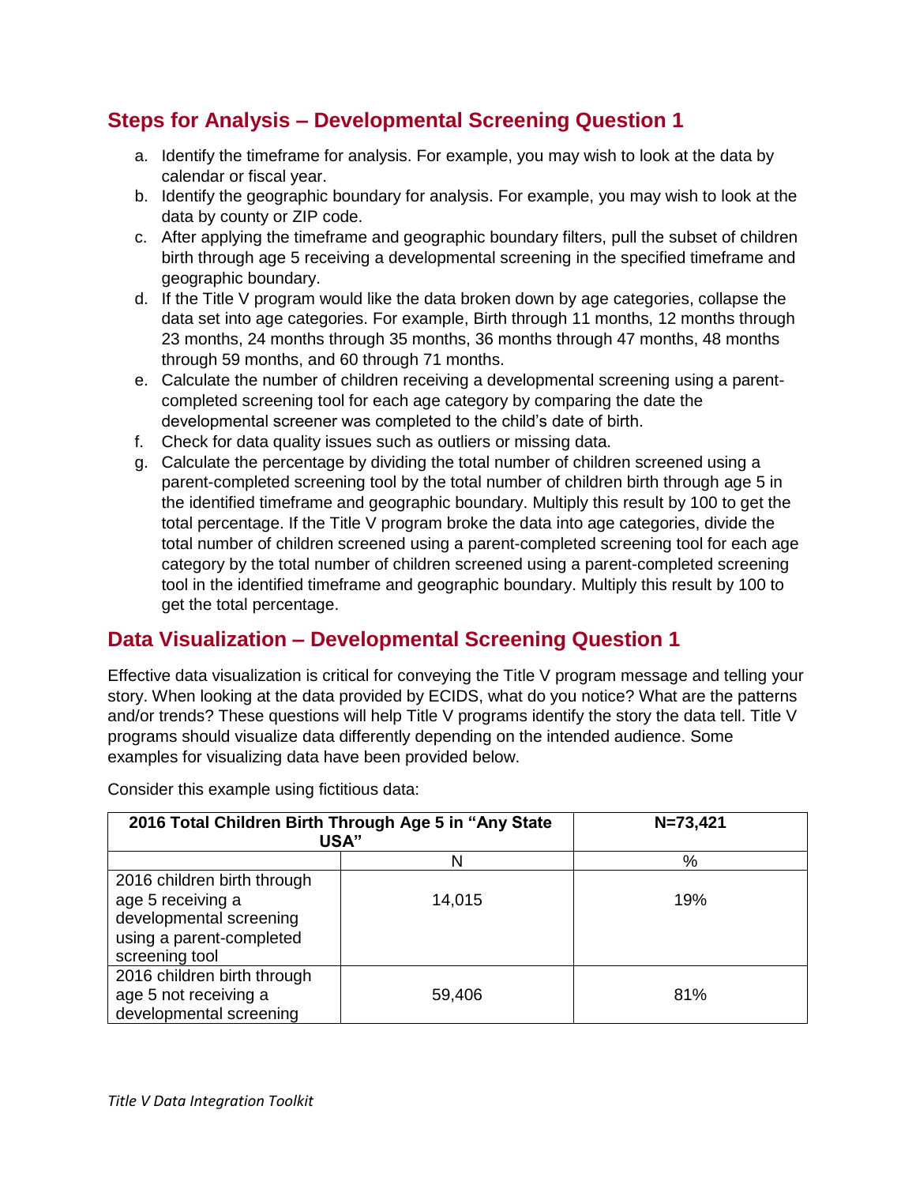## Steps for Analysis – Developmental Screening Question 1

a. Identify the timeframe for analysis. For example, you may wish to look at the data by calendar or fiscal year.
b. Identify the geographic boundary for analysis. For example, you may wish to look at the data by county or ZIP code.
c. After applying the timeframe and geographic boundary filters, pull the subset of children birth through age 5 receiving a developmental screening in the specified timeframe and geographic boundary.
d. If the Title V program would like the data broken down by age categories, collapse the data set into age categories. For example, Birth through 11 months, 12 months through 23 months, 24 months through 35 months, 36 months through 47 months, 48 months through 59 months, and 60 through 71 months.
e. Calculate the number of children receiving a developmental screening using a parent-completed screening tool for each age category by comparing the date the developmental screener was completed to the child's date of birth.
f. Check for data quality issues such as outliers or missing data.
g. Calculate the percentage by dividing the total number of children screened using a parent-completed screening tool by the total number of children birth through age 5 in the identified timeframe and geographic boundary. Multiply this result by 100 to get the total percentage. If the Title V program broke the data into age categories, divide the total number of children screened using a parent-completed screening tool for each age category by the total number of children screened using a parent-completed screening tool in the identified timeframe and geographic boundary. Multiply this result by 100 to get the total percentage.

## Data Visualization – Developmental Screening Question 1

Effective data visualization is critical for conveying the Title V program message and telling your story. When looking at the data provided by ECIDS, what do you notice? What are the patterns and/or trends? These questions will help Title V programs identify the story the data tell. Title V programs should visualize data differently depending on the intended audience. Some examples for visualizing data have been provided below.

Consider this example using fictitious data:

| **2016 Total Children Birth Through Age 5 in "Any State USA"** | | **N=73,421** |
|---|---|---|
| | N | % |
| 2016 children birth through age 5 receiving a developmental screening using a parent-completed screening tool | 14,015 | 19% |
| 2016 children birth through age 5 not receiving a developmental screening | 59,406 | 81% |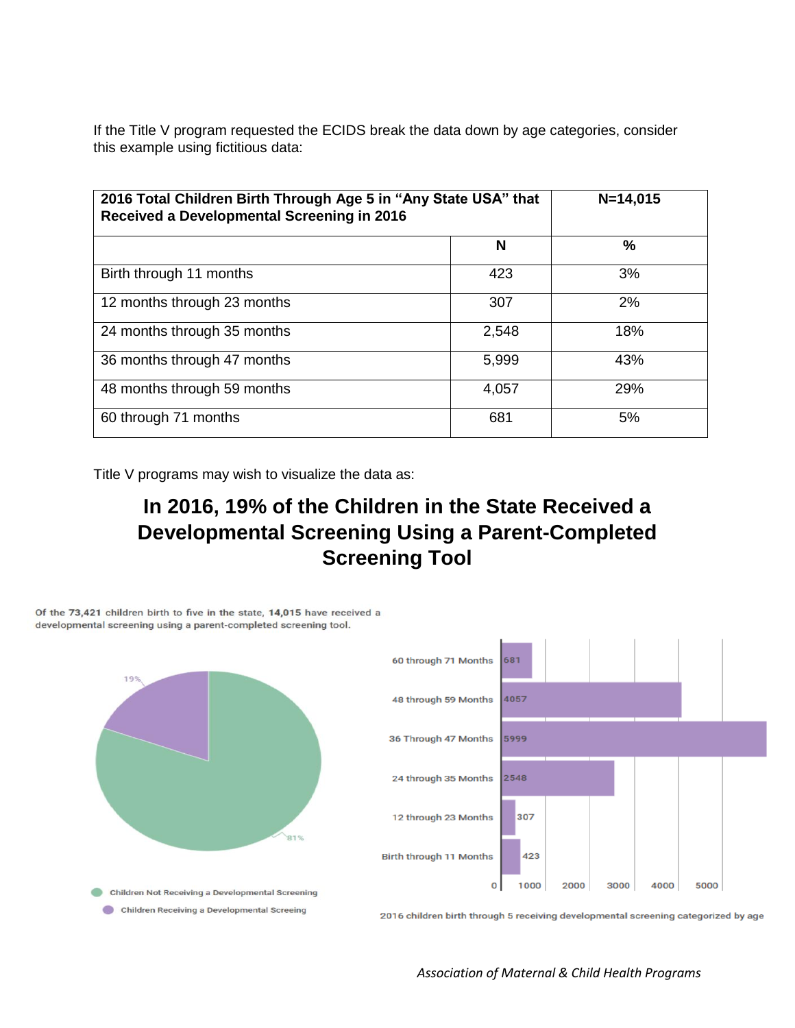If the Title V program requested the ECIDS break the data down by age categories, consider this example using fictitious data:

| 2016 Total Children Birth Through Age 5 in "Any State USA" that Received a Developmental Screening in 2016 | | N=14,015 |
|---|---|---|
| | N | % |
| Birth through 11 months | 423 | 3% |
| 12 months through 23 months | 307 | 2% |
| 24 months through 35 months | 2,548 | 18% |
| 36 months through 47 months | 5,999 | 43% |
| 48 months through 59 months | 4,057 | 29% |
| 60 through 71 months | 681 | 5% |

Title V programs may wish to visualize the data as:

## In 2016, 19% of the Children in the State Received a Developmental Screening Using a Parent-Completed Screening Tool

Of the 73,421 children birth to five in the state, 14,015 have received a developmental screening using a parent-completed screening tool.

19%

81%

- Children Not Receiving a Developmental Screening
- Children Receiving a Developmental Screeing

| Age category | Children |
|---|---|
| 60 through 71 Months | 681 |
| 48 through 59 Months | 4057 |
| 36 Through 47 Months | 5999 |
| 24 through 35 Months | 2548 |
| 12 through 23 Months | 307 |
| Birth through 11 Months | 423 |

0 1000 2000 3000 4000 5000

2016 children birth through 5 receiving developmental screening categorized by age

*Association of Maternal & Child Health Programs*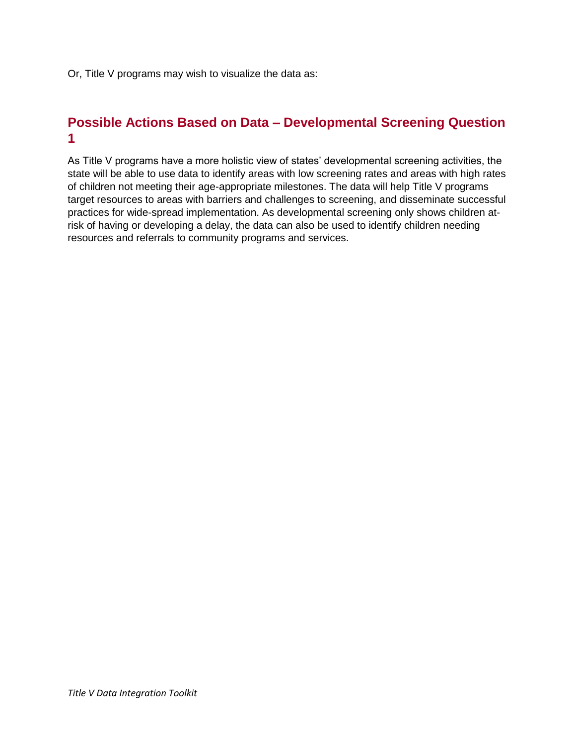Or, Title V programs may wish to visualize the data as:

## Possible Actions Based on Data – Developmental Screening Question 1

As Title V programs have a more holistic view of states' developmental screening activities, the state will be able to use data to identify areas with low screening rates and areas with high rates of children not meeting their age-appropriate milestones. The data will help Title V programs target resources to areas with barriers and challenges to screening, and disseminate successful practices for wide-spread implementation. As developmental screening only shows children at-risk of having or developing a delay, the data can also be used to identify children needing resources and referrals to community programs and services.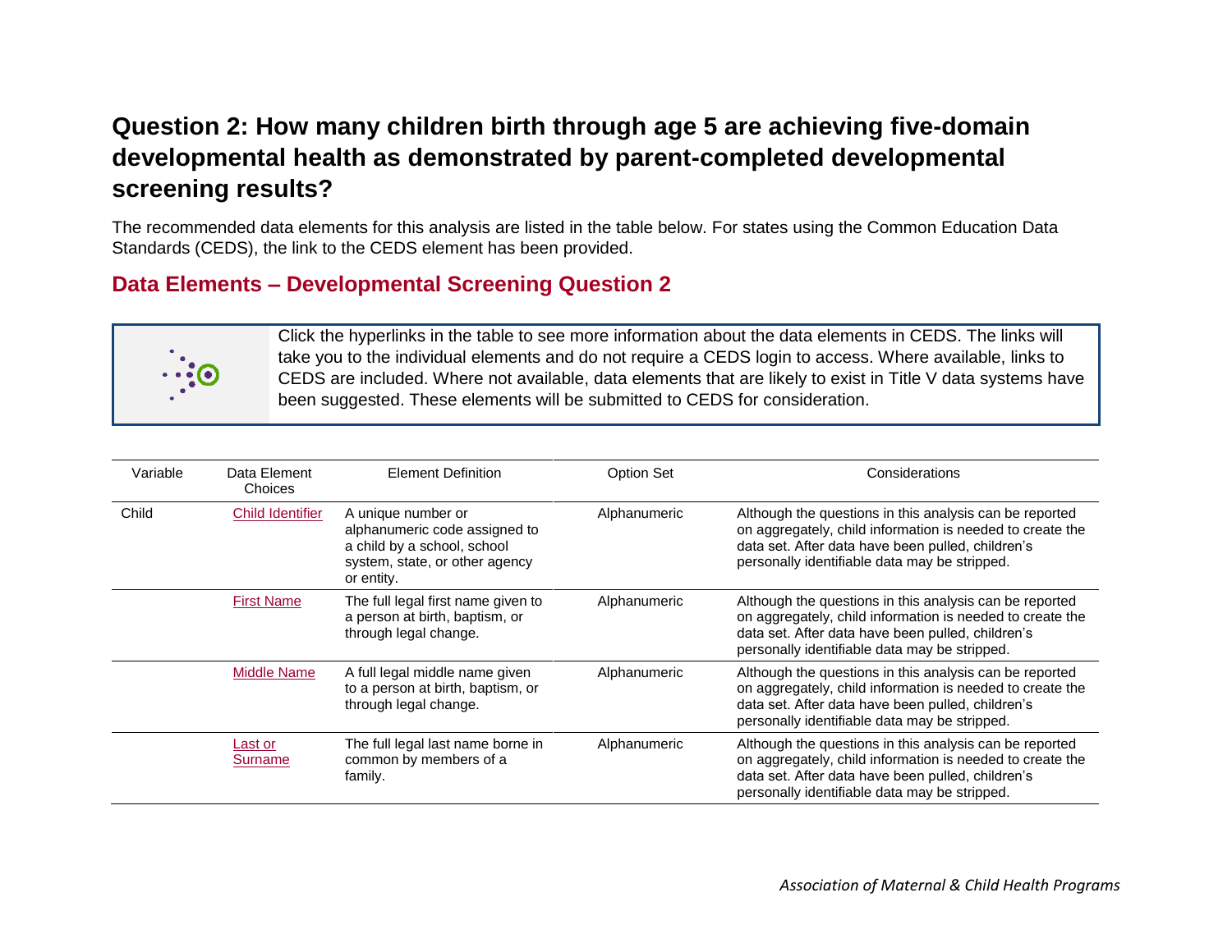## Question 2: How many children birth through age 5 are achieving five-domain developmental health as demonstrated by parent-completed developmental screening results?

The recommended data elements for this analysis are listed in the table below. For states using the Common Education Data Standards (CEDS), the link to the CEDS element has been provided.

### Data Elements – Developmental Screening Question 2

Click the hyperlinks in the table to see more information about the data elements in CEDS. The links will take you to the individual elements and do not require a CEDS login to access. Where available, links to CEDS are included. Where not available, data elements that are likely to exist in Title V data systems have been suggested. These elements will be submitted to CEDS for consideration.

| Variable | Data Element Choices | Element Definition | Option Set | Considerations |
|---|---|---|---|---|
| Child | Child Identifier | A unique number or alphanumeric code assigned to a child by a school, school system, state, or other agency or entity. | Alphanumeric | Although the questions in this analysis can be reported on aggregately, child information is needed to create the data set. After data have been pulled, children's personally identifiable data may be stripped. |
| | First Name | The full legal first name given to a person at birth, baptism, or through legal change. | Alphanumeric | Although the questions in this analysis can be reported on aggregately, child information is needed to create the data set. After data have been pulled, children's personally identifiable data may be stripped. |
| | Middle Name | A full legal middle name given to a person at birth, baptism, or through legal change. | Alphanumeric | Although the questions in this analysis can be reported on aggregately, child information is needed to create the data set. After data have been pulled, children's personally identifiable data may be stripped. |
| | Last or Surname | The full legal last name borne in common by members of a family. | Alphanumeric | Although the questions in this analysis can be reported on aggregately, child information is needed to create the data set. After data have been pulled, children's personally identifiable data may be stripped. |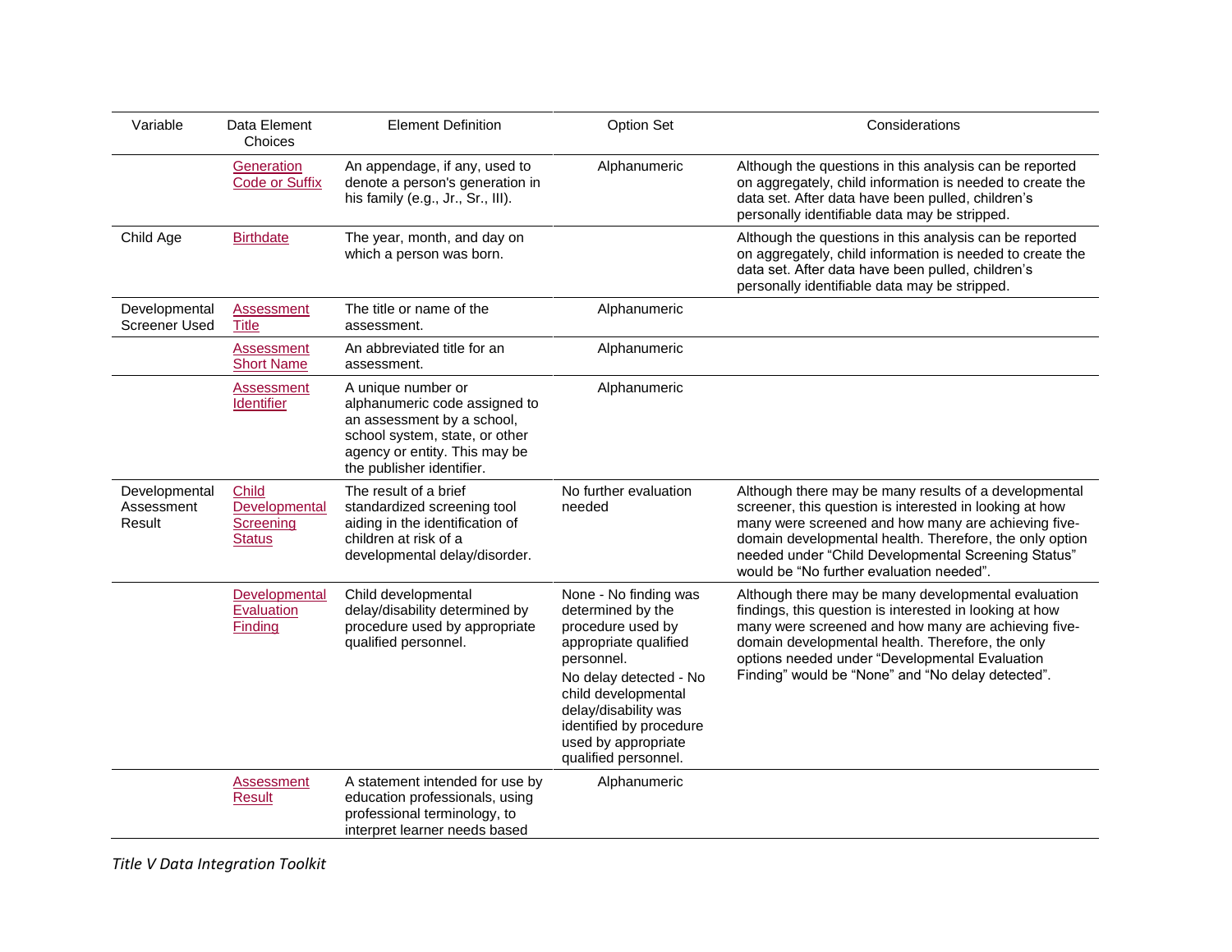| Variable | Data Element Choices | Element Definition | Option Set | Considerations |
|---|---|---|---|---|
| | Generation Code or Suffix | An appendage, if any, used to denote a person's generation in his family (e.g., Jr., Sr., III). | Alphanumeric | Although the questions in this analysis can be reported on aggregately, child information is needed to create the data set. After data have been pulled, children's personally identifiable data may be stripped. |
| Child Age | Birthdate | The year, month, and day on which a person was born. | | Although the questions in this analysis can be reported on aggregately, child information is needed to create the data set. After data have been pulled, children's personally identifiable data may be stripped. |
| Developmental Screener Used | Assessment Title | The title or name of the assessment. | Alphanumeric | |
| | Assessment Short Name | An abbreviated title for an assessment. | Alphanumeric | |
| | Assessment Identifier | A unique number or alphanumeric code assigned to an assessment by a school, school system, state, or other agency or entity. This may be the publisher identifier. | Alphanumeric | |
| Developmental Assessment Result | Child Developmental Screening Status | The result of a brief standardized screening tool aiding in the identification of children at risk of a developmental delay/disorder. | No further evaluation needed | Although there may be many results of a developmental screener, this question is interested in looking at how many were screened and how many are achieving five-domain developmental health. Therefore, the only option needed under "Child Developmental Screening Status" would be "No further evaluation needed". |
| | Developmental Evaluation Finding | Child developmental delay/disability determined by procedure used by appropriate qualified personnel. | None - No finding was determined by the procedure used by appropriate qualified personnel.<br>No delay detected - No child developmental delay/disability was identified by procedure used by appropriate qualified personnel. | Although there may be many developmental evaluation findings, this question is interested in looking at how many were screened and how many are achieving five-domain developmental health. Therefore, the only options needed under "Developmental Evaluation Finding" would be "None" and "No delay detected". |
| | Assessment Result | A statement intended for use by education professionals, using professional terminology, to interpret learner needs based | Alphanumeric | |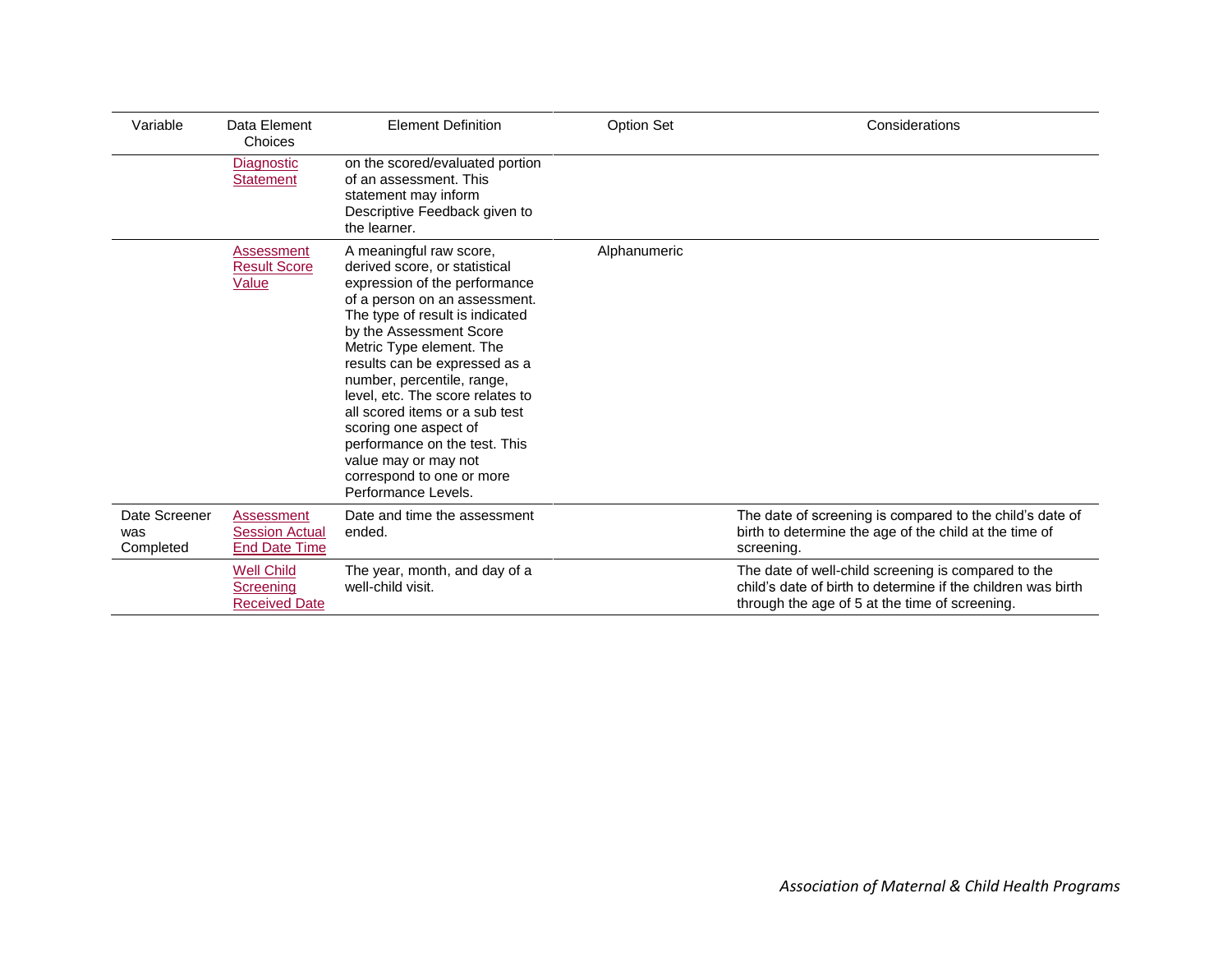| Variable | Data Element Choices | Element Definition | Option Set | Considerations |
|---|---|---|---|---|
| | Diagnostic Statement | on the scored/evaluated portion of an assessment. This statement may inform Descriptive Feedback given to the learner. | | |
| | Assessment Result Score Value | A meaningful raw score, derived score, or statistical expression of the performance of a person on an assessment. The type of result is indicated by the Assessment Score Metric Type element. The results can be expressed as a number, percentile, range, level, etc. The score relates to all scored items or a sub test scoring one aspect of performance on the test. This value may or may not correspond to one or more Performance Levels. | Alphanumeric | |
| Date Screener was Completed | Assessment Session Actual End Date Time | Date and time the assessment ended. | | The date of screening is compared to the child's date of birth to determine the age of the child at the time of screening. |
| | Well Child Screening Received Date | The year, month, and day of a well-child visit. | | The date of well-child screening is compared to the child's date of birth to determine if the children was birth through the age of 5 at the time of screening. |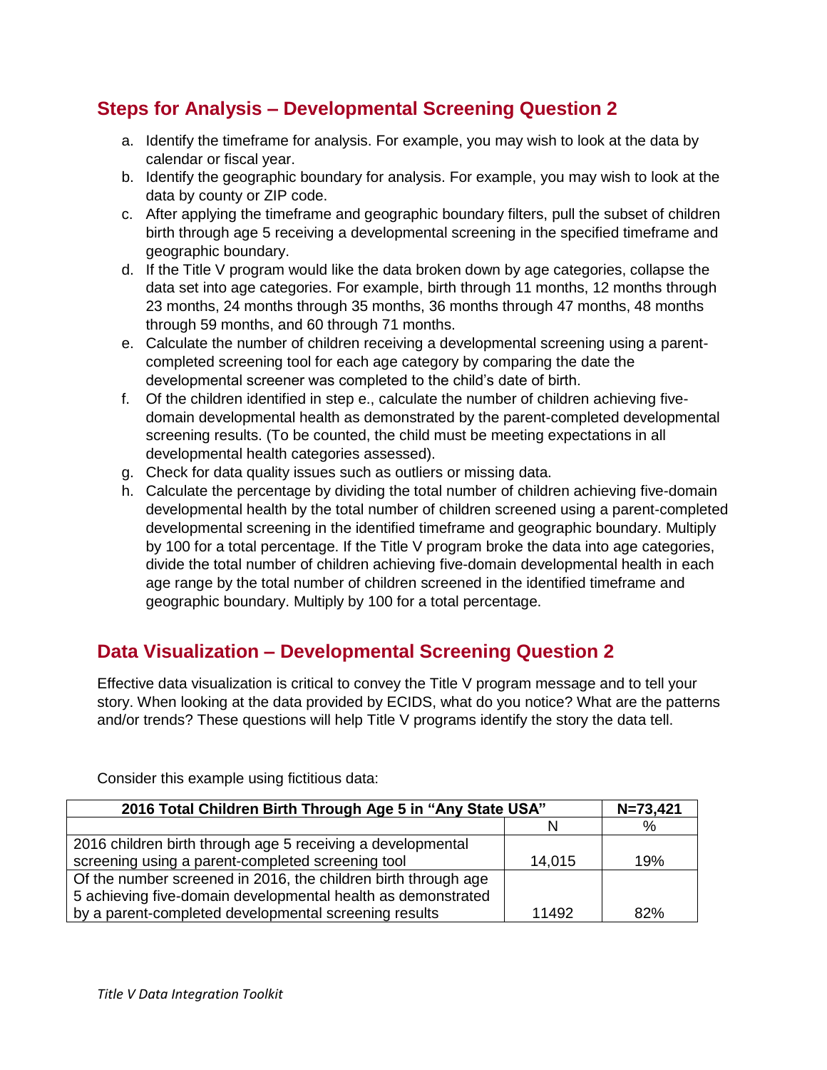## Steps for Analysis – Developmental Screening Question 2

a. Identify the timeframe for analysis. For example, you may wish to look at the data by calendar or fiscal year.
b. Identify the geographic boundary for analysis. For example, you may wish to look at the data by county or ZIP code.
c. After applying the timeframe and geographic boundary filters, pull the subset of children birth through age 5 receiving a developmental screening in the specified timeframe and geographic boundary.
d. If the Title V program would like the data broken down by age categories, collapse the data set into age categories. For example, birth through 11 months, 12 months through 23 months, 24 months through 35 months, 36 months through 47 months, 48 months through 59 months, and 60 through 71 months.
e. Calculate the number of children receiving a developmental screening using a parent-completed screening tool for each age category by comparing the date the developmental screener was completed to the child's date of birth.
f. Of the children identified in step e., calculate the number of children achieving five-domain developmental health as demonstrated by the parent-completed developmental screening results. (To be counted, the child must be meeting expectations in all developmental health categories assessed).
g. Check for data quality issues such as outliers or missing data.
h. Calculate the percentage by dividing the total number of children achieving five-domain developmental health by the total number of children screened using a parent-completed developmental screening in the identified timeframe and geographic boundary. Multiply by 100 for a total percentage. If the Title V program broke the data into age categories, divide the total number of children achieving five-domain developmental health in each age range by the total number of children screened in the identified timeframe and geographic boundary. Multiply by 100 for a total percentage.

## Data Visualization – Developmental Screening Question 2

Effective data visualization is critical to convey the Title V program message and to tell your story. When looking at the data provided by ECIDS, what do you notice? What are the patterns and/or trends? These questions will help Title V programs identify the story the data tell.

Consider this example using fictitious data:

| **2016 Total Children Birth Through Age 5 in "Any State USA"** | **N=73,421** | |
|---|---|---|
| | N | % |
| 2016 children birth through age 5 receiving a developmental screening using a parent-completed screening tool | 14,015 | 19% |
| Of the number screened in 2016, the children birth through age 5 achieving five-domain developmental health as demonstrated by a parent-completed developmental screening results | 11492 | 82% |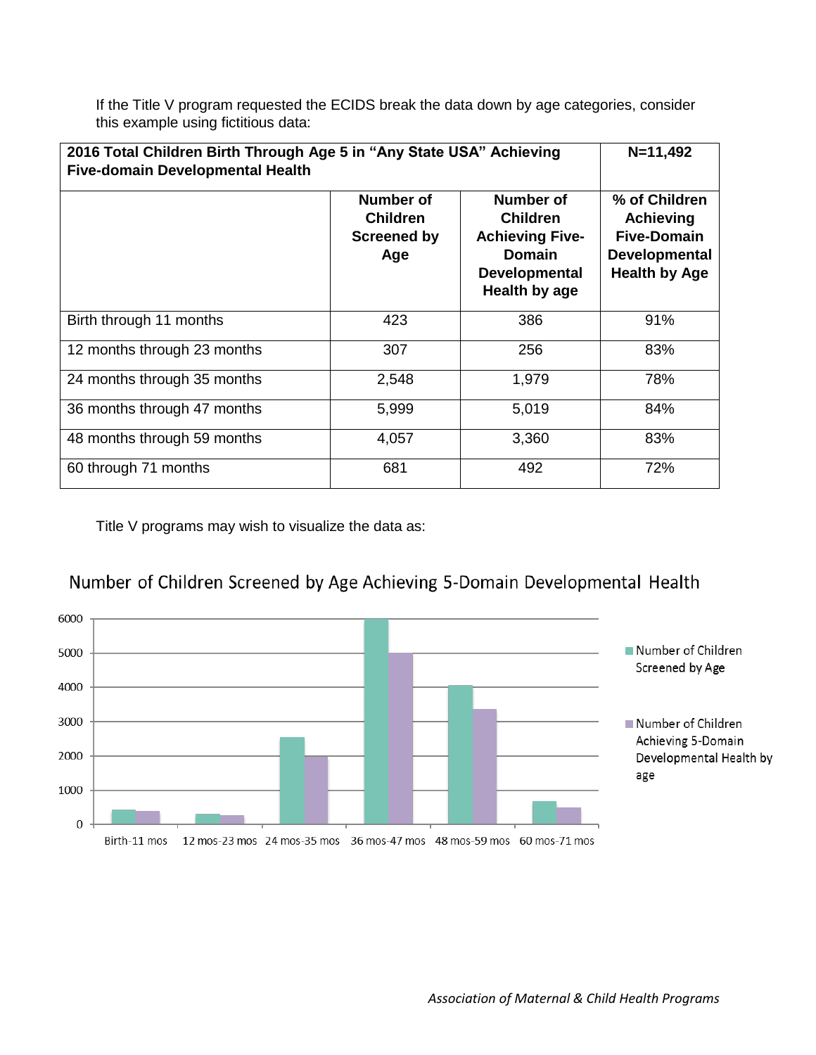If the Title V program requested the ECIDS break the data down by age categories, consider this example using fictitious data:

| **2016 Total Children Birth Through Age 5 in "Any State USA" Achieving Five-domain Developmental Health** | | | **N=11,492** |
|---|---|---|---|
| | **Number of Children Screened by Age** | **Number of Children Achieving Five-Domain Developmental Health by age** | **% of Children Achieving Five-Domain Developmental Health by Age** |
| Birth through 11 months | 423 | 386 | 91% |
| 12 months through 23 months | 307 | 256 | 83% |
| 24 months through 35 months | 2,548 | 1,979 | 78% |
| 36 months through 47 months | 5,999 | 5,019 | 84% |
| 48 months through 59 months | 4,057 | 3,360 | 83% |
| 60 through 71 months | 681 | 492 | 72% |

Title V programs may wish to visualize the data as:

Number of Children Screened by Age Achieving 5-Domain Developmental Health

| | Number of Children Screened by Age | Number of Children Achieving 5-Domain Developmental Health by age |
|---|---|---|
| Birth-11 mos | 423 | 386 |
| 12 mos-23 mos | 307 | 256 |
| 24 mos-35 mos | 2,548 | 1,979 |
| 36 mos-47 mos | 5,999 | 5,019 |
| 48 mos-59 mos | 4,057 | 3,360 |
| 60 mos-71 mos | 681 | 492 |

*Association of Maternal & Child Health Programs*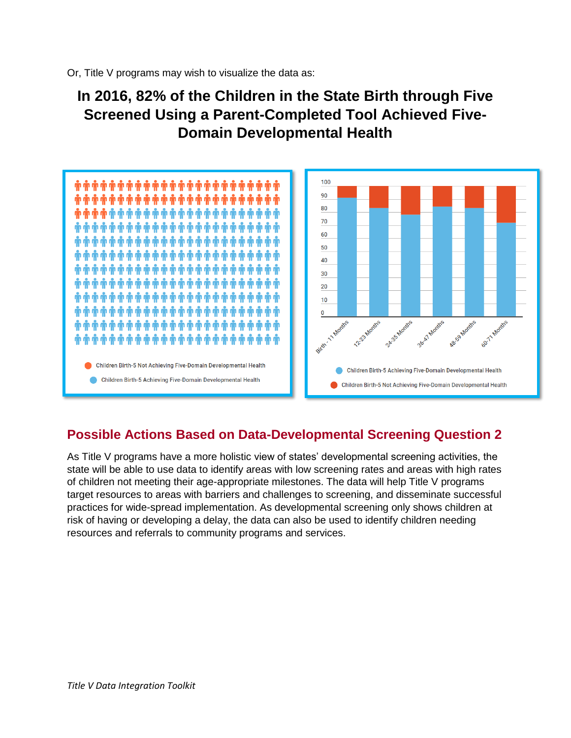Or, Title V programs may wish to visualize the data as:

## In 2016, 82% of the Children in the State Birth through Five Screened Using a Parent-Completed Tool Achieved Five-Domain Developmental Health

Children Birth-5 Not Achieving Five-Domain Developmental Health

Children Birth-5 Achieving Five-Domain Developmental Health

100
90
80
70
60
50
40
30
20
10
0

Birth - 11 Months
12-23 Months
24-35 Months
36-47 Months
48-59 Months
60-71 Months

Children Birth-5 Achieving Five-Domain Developmental Health

Children Birth-5 Not Achieving Five-Domain Developmental Health

## Possible Actions Based on Data-Developmental Screening Question 2

As Title V programs have a more holistic view of states' developmental screening activities, the state will be able to use data to identify areas with low screening rates and areas with high rates of children not meeting their age-appropriate milestones. The data will help Title V programs target resources to areas with barriers and challenges to screening, and disseminate successful practices for wide-spread implementation. As developmental screening only shows children at risk of having or developing a delay, the data can also be used to identify children needing resources and referrals to community programs and services.